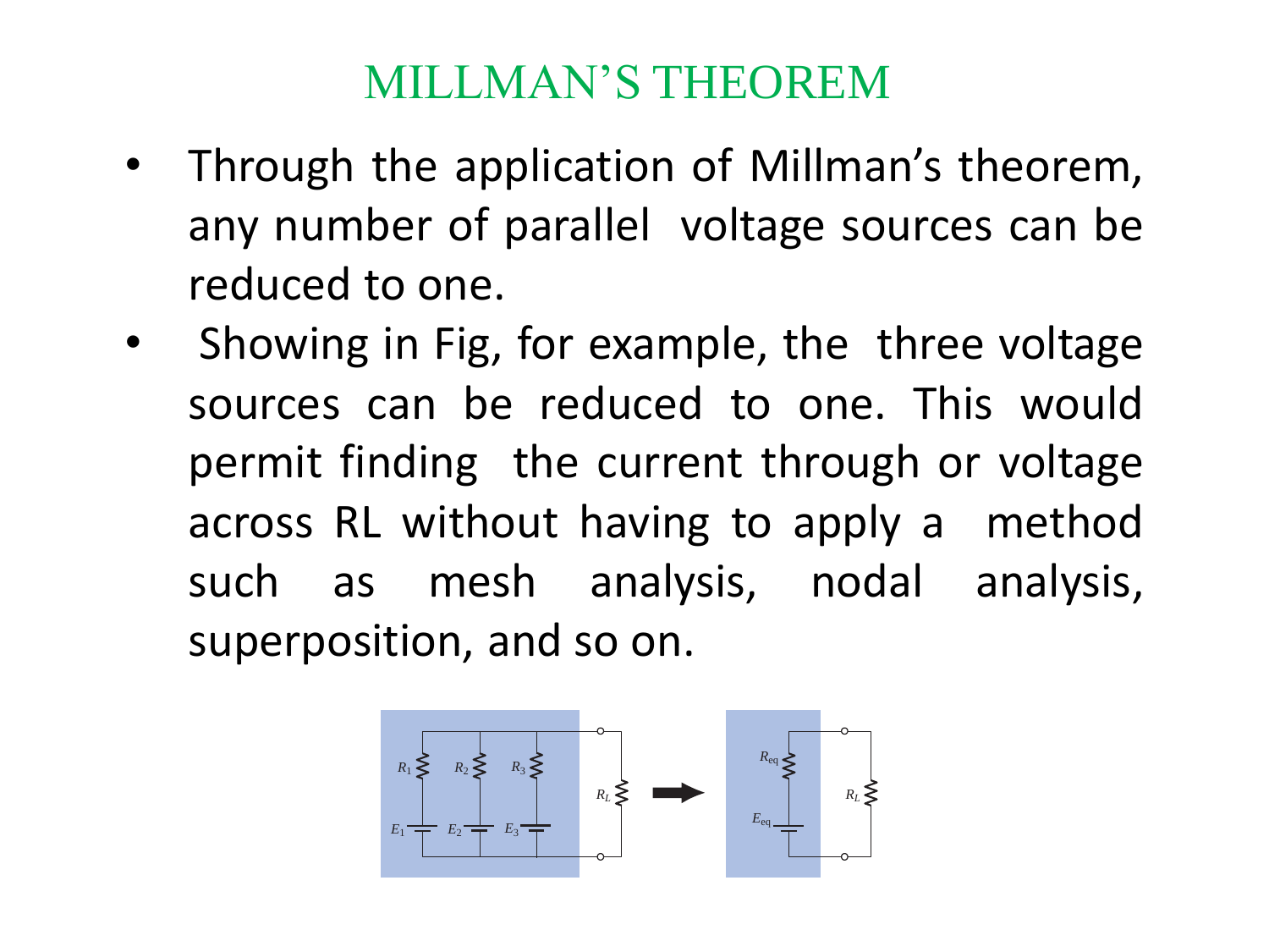# MILLMAN'S THEOREM

- Through the application of Millman's theorem, any number of parallel voltage sources can be reduced to one.
- Showing in Fig, for example, the three voltage sources can be reduced to one. This would permit finding the current through or voltage across RL without having to apply a method such as mesh analysis, nodal analysis, superposition, and so on.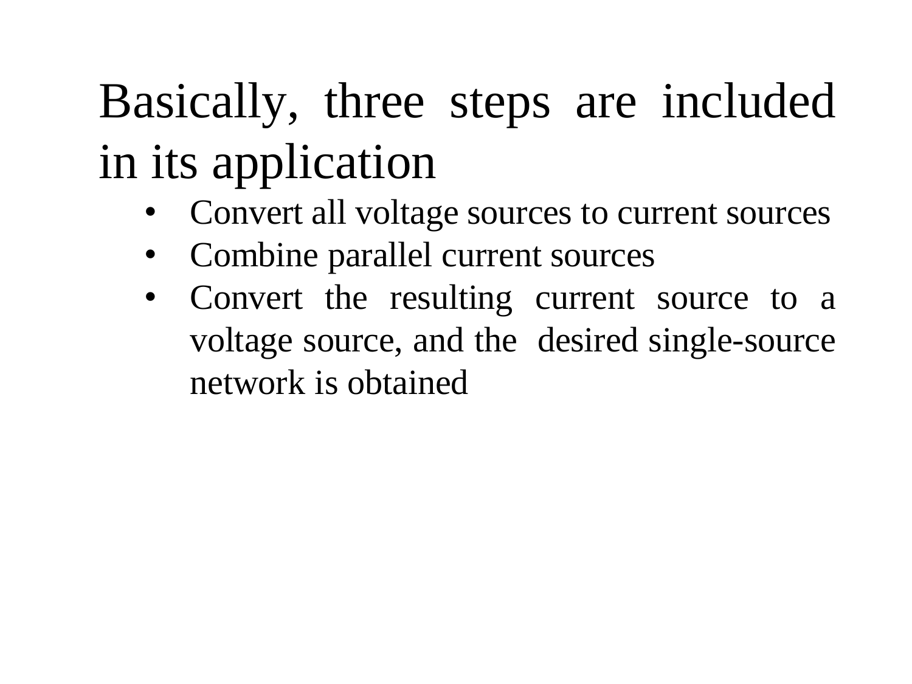Basically, three steps are included in its application

- Convert all voltage sources to current sources
- Combine parallel current sources
- Convert the resulting current source to a voltage source, and the desired single-source network is obtained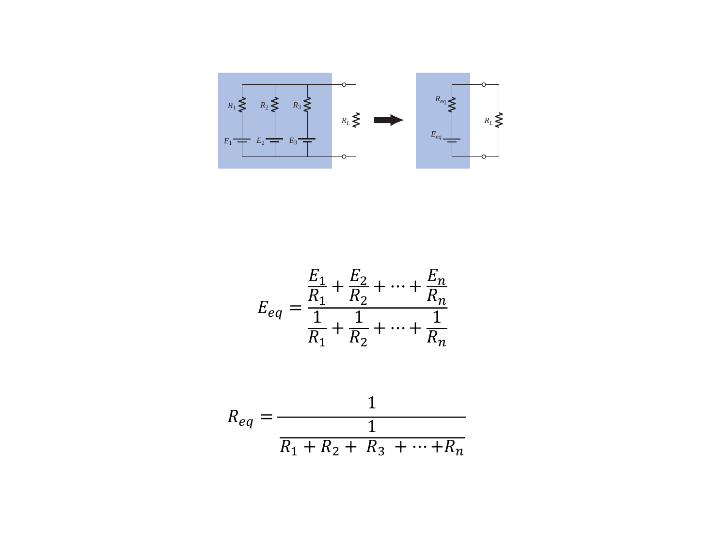$$E_{eq} = \frac{\dfrac{E_1}{R_1} + \dfrac{E_2}{R_2} + \cdots + \dfrac{E_n}{R_n}}{\dfrac{1}{R_1} + \dfrac{1}{R_2} + \cdots + \dfrac{1}{R_n}}$$

$$R_{eq} = \frac{1}{\dfrac{1}{R_1 + R_2 + \ R_3 \ + \cdots + R_n}}$$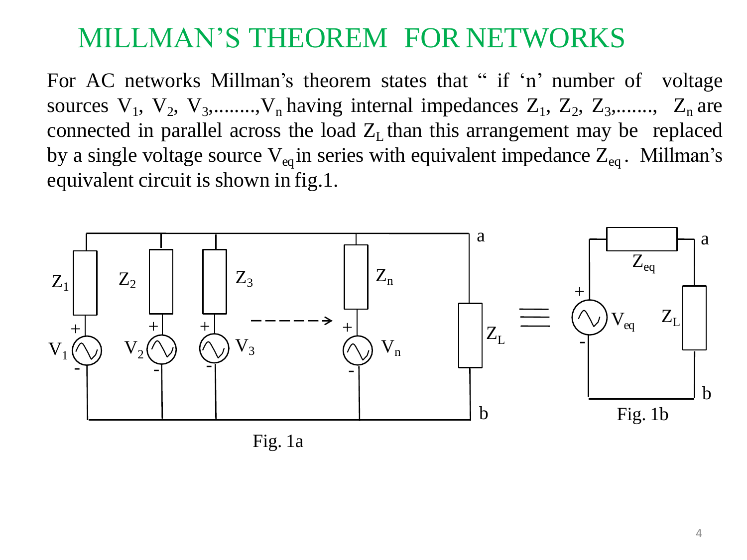# MILLMAN'S THEOREM FOR NETWORKS

For AC networks Millman's theorem states that " if 'n' number of voltage sources $V_1$, $V_2$, $V_3$,........,$V_n$ having internal impedances $Z_1$, $Z_2$, $Z_3$,......., $Z_n$ are connected in parallel across the load $Z_L$ than this arrangement may be replaced by a single voltage source $V_{eq}$ in series with equivalent impedance $Z_{eq}$ . Millman's equivalent circuit is shown in fig.1.

Fig. 1a

Fig. 1b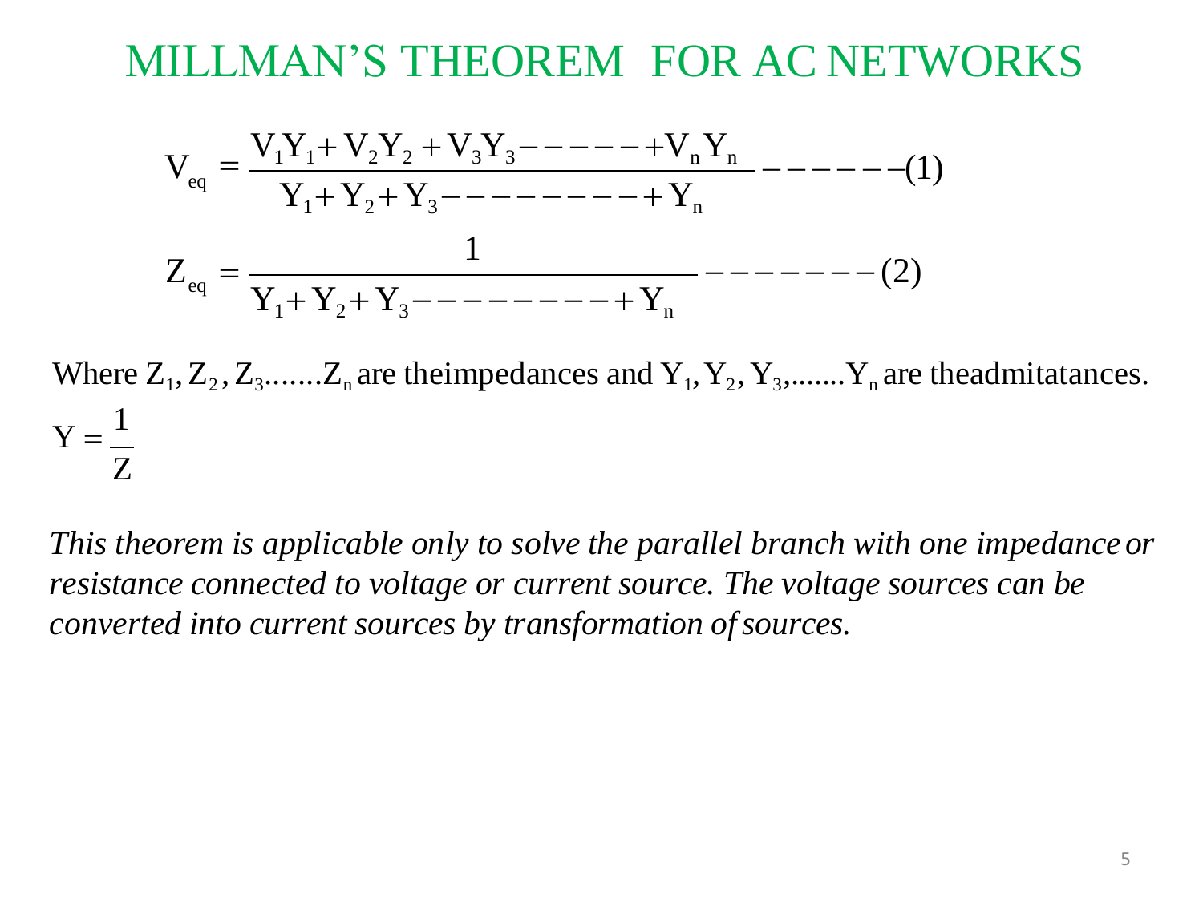# MILLMAN'S THEOREM FOR AC NETWORKS

$$V_{eq} = \frac{V_1Y_1 + V_2Y_2 + V_3Y_3 - - - - - - + V_nY_n}{Y_1 + Y_2 + Y_3 - - - - - - - - - + Y_n} - - - - - - (1)$$

$$Z_{eq} = \frac{1}{Y_1 + Y_2 + Y_3 - - - - - - - - - + Y_n} - - - - - - - - (2)$$

Where $Z_1, Z_2, Z_3.......Z_n$ are theimpedances and $Y_1, Y_2, Y_3,.......Y_n$ are theadmitatances.

$$Y = \frac{1}{Z}$$

*This theorem is applicable only to solve the parallel branch with one impedance or resistance connected to voltage or current source. The voltage sources can be converted into current sources by transformation of sources.*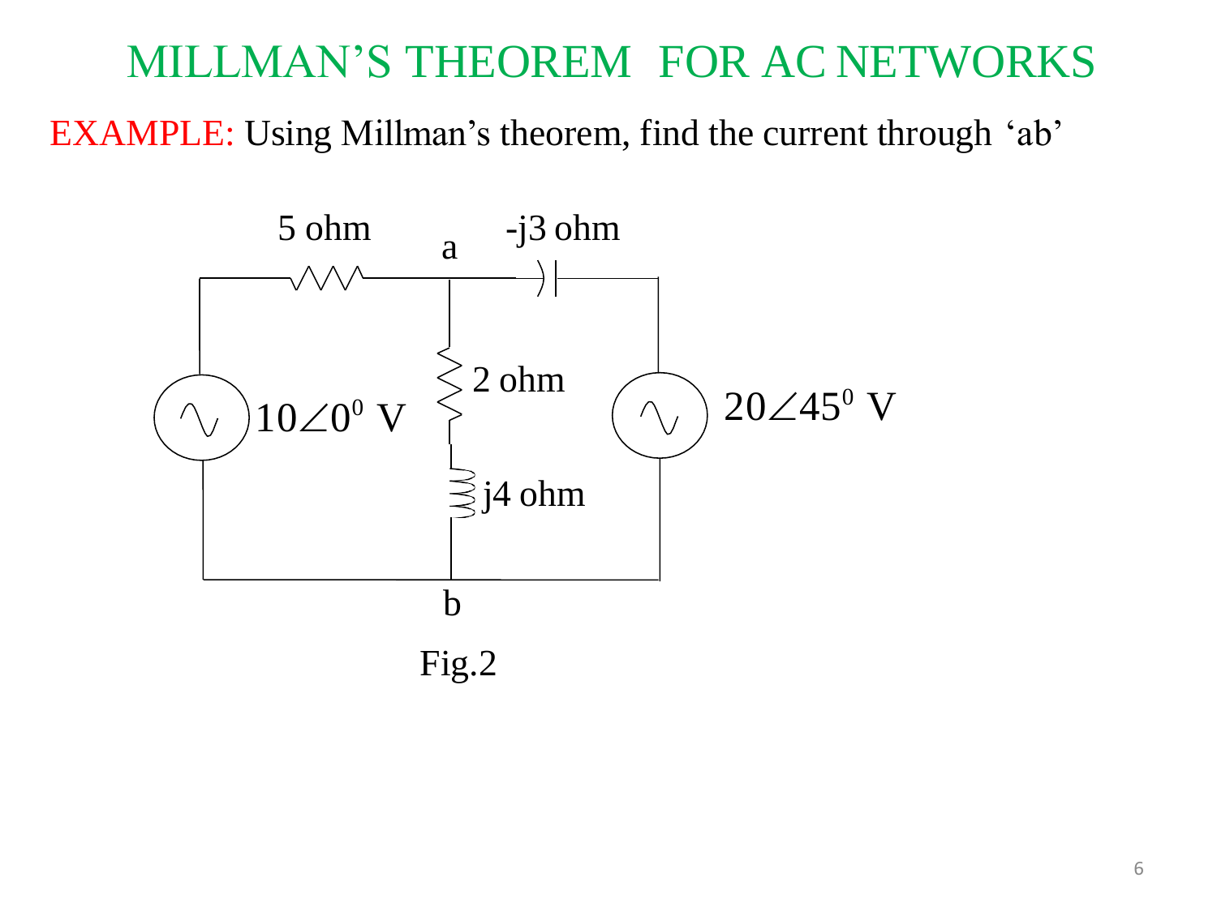# MILLMAN'S THEOREM FOR AC NETWORKS

EXAMPLE: Using Millman's theorem, find the current through 'ab'

Fig.2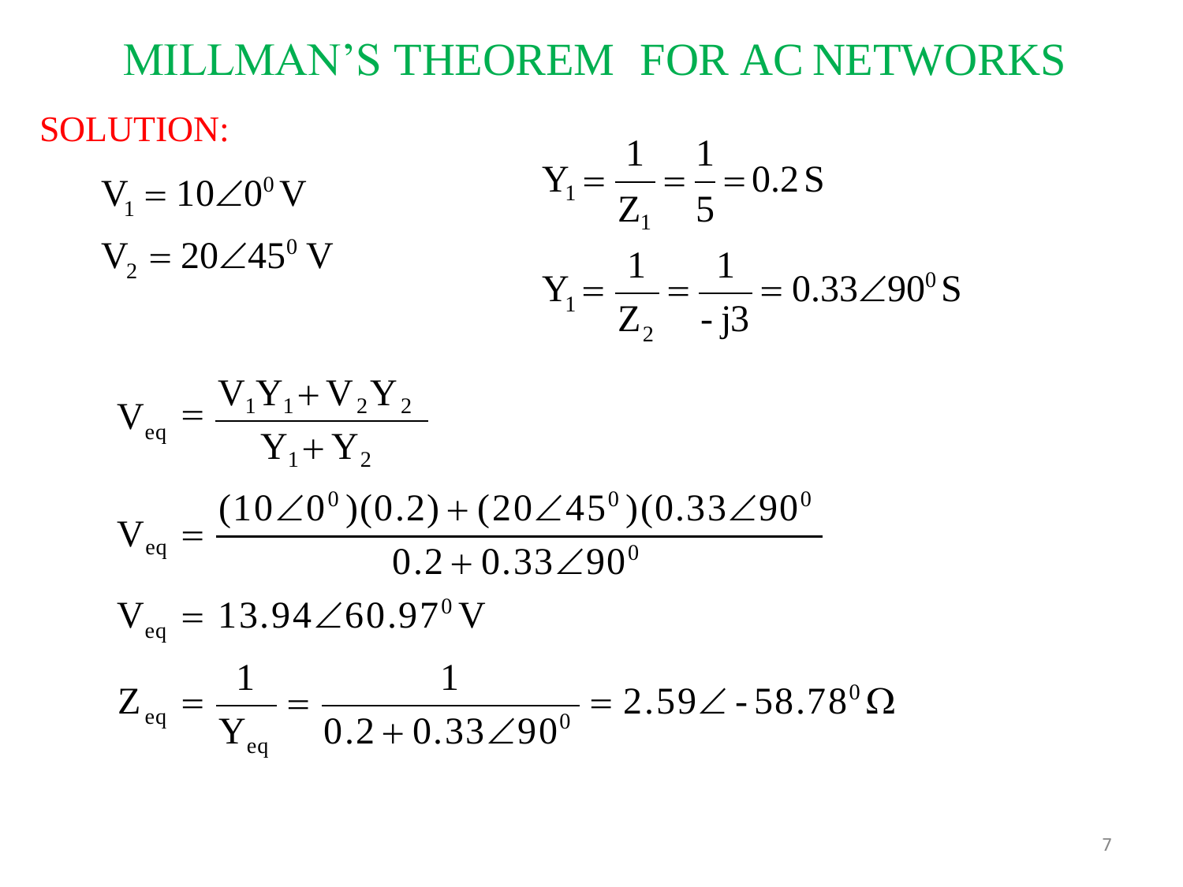# MILLMAN'S THEOREM FOR AC NETWORKS

SOLUTION:

$$V_1 = 10\angle 0^0\,\text{V}$$

$$V_2 = 20\angle 45^0\,\text{V}$$

$$Y_1 = \frac{1}{Z_1} = \frac{1}{5} = 0.2\,\text{S}$$

$$Y_1 = \frac{1}{Z_2} = \frac{1}{-j3} = 0.33\angle 90^0\,\text{S}$$

$$V_{eq} = \frac{V_1 Y_1 + V_2 Y_2}{Y_1 + Y_2}$$

$$V_{eq} = \frac{(10\angle 0^0)(0.2) + (20\angle 45^0)(0.33\angle 90^0}{0.2 + 0.33\angle 90^0}$$

$$V_{eq} = 13.94\angle 60.97^0\,\text{V}$$

$$Z_{eq} = \frac{1}{Y_{eq}} = \frac{1}{0.2 + 0.33\angle 90^0} = 2.59\angle -58.78^0\,\Omega$$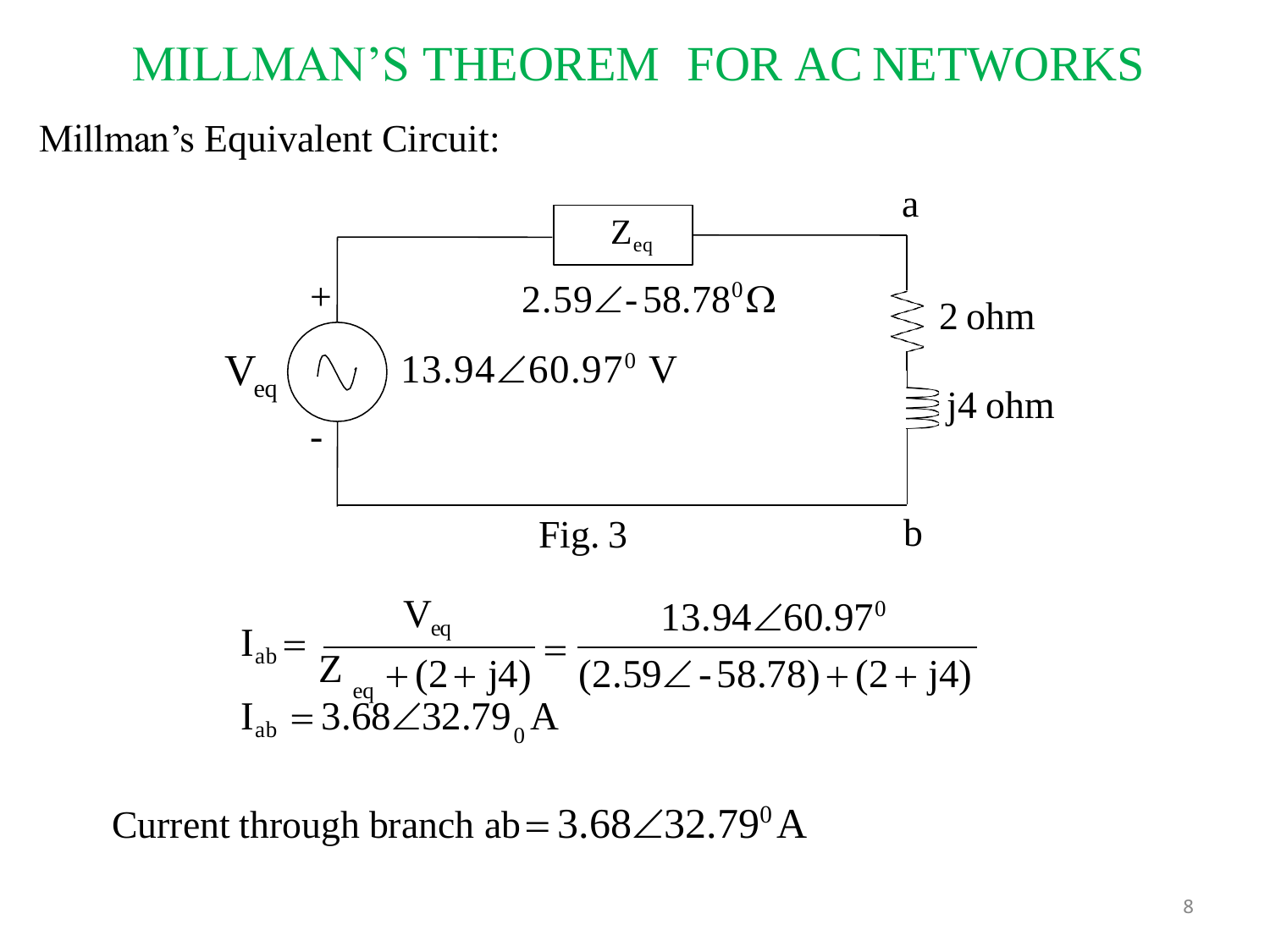# MILLMAN'S THEOREM FOR AC NETWORKS

Millman's Equivalent Circuit:

$Z_{eq}$

$2.59\angle -58.78^0 \Omega$

$V_{eq}$ $13.94\angle 60.97^0$ V

a

2 ohm

j4 ohm

b

Fig. 3

$$I_{ab} = \frac{V_{eq}}{Z_{eq} + (2 + j4)} = \frac{13.94\angle 60.97^0}{(2.59\angle -58.78) + (2 + j4)}$$

$$I_{ab} = 3.68\angle 32.79_0 A$$

Current through branch ab $= 3.68\angle 32.79^0$ A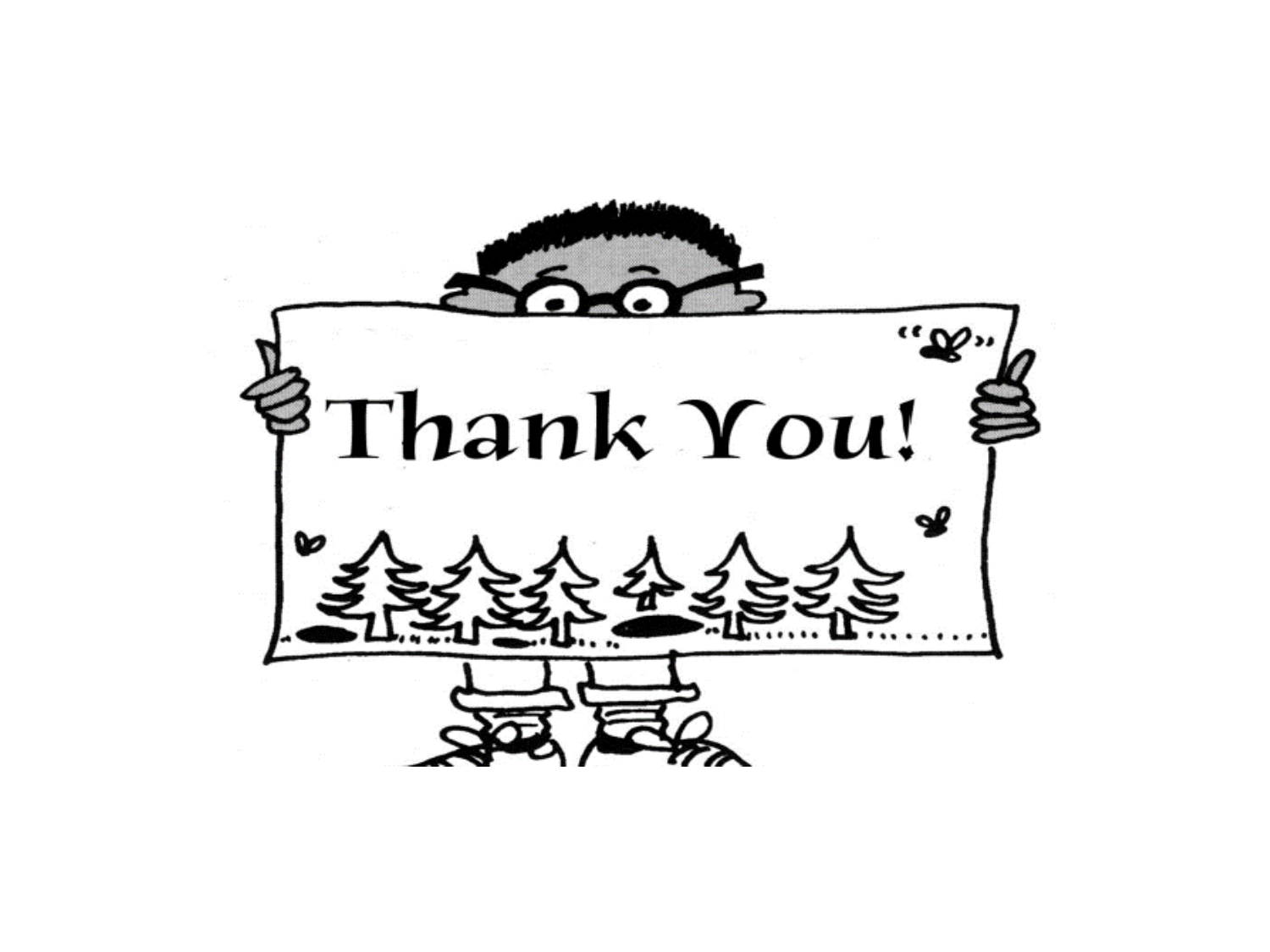Thank You!